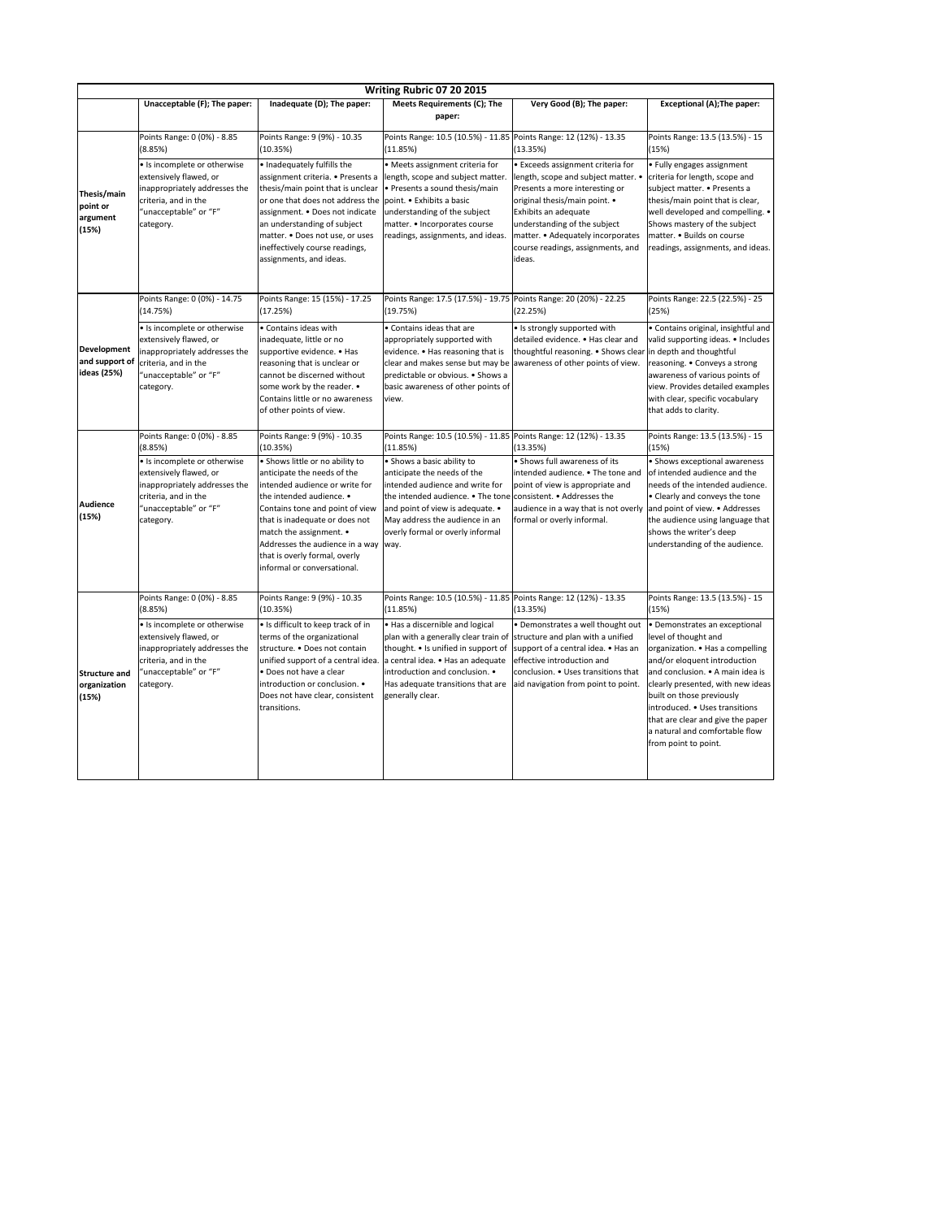# Writing Rubric 07 20 2015

| | Unacceptable (F); The paper: | Inadequate (D); The paper: | Meets Requirements (C); The paper: | Very Good (B); The paper: | Exceptional (A);The paper: |
|---|---|---|---|---|---|
| **Thesis/main point or argument (15%)** | Points Range: 0 (0%) - 8.85 (8.85%) | Points Range: 9 (9%) - 10.35 (10.35%) | Points Range: 10.5 (10.5%) - 11.85 (11.85%) | Points Range: 12 (12%) - 13.35 (13.35%) | Points Range: 13.5 (13.5%) - 15 (15%) |
| | • Is incomplete or otherwise extensively flawed, or inappropriately addresses the criteria, and in the "unacceptable" or "F" category. | • Inadequately fulfills the assignment criteria. • Presents a thesis/main point that is unclear or one that does not address the assignment. • Does not indicate an understanding of subject matter. • Does not use, or uses ineffectively course readings, assignments, and ideas. | • Meets assignment criteria for length, scope and subject matter. • Presents a sound thesis/main point. • Exhibits a basic understanding of the subject matter. • Incorporates course readings, assignments, and ideas. | • Exceeds assignment criteria for length, scope and subject matter. • Presents a more interesting or original thesis/main point. • Exhibits an adequate understanding of the subject matter. • Adequately incorporates course readings, assignments, and ideas. | • Fully engages assignment criteria for length, scope and subject matter. • Presents a thesis/main point that is clear, well developed and compelling. • Shows mastery of the subject matter. • Builds on course readings, assignments, and ideas. |
| **Development and support of ideas (25%)** | Points Range: 0 (0%) - 14.75 (14.75%) | Points Range: 15 (15%) - 17.25 (17.25%) | Points Range: 17.5 (17.5%) - 19.75 (19.75%) | Points Range: 20 (20%) - 22.25 (22.25%) | Points Range: 22.5 (22.5%) - 25 (25%) |
| | • Is incomplete or otherwise extensively flawed, or inappropriately addresses the criteria, and in the "unacceptable" or "F" category. | • Contains ideas with inadequate, little or no supportive evidence. • Has reasoning that is unclear or cannot be discerned without some work by the reader. • Contains little or no awareness of other points of view. | • Contains ideas that are appropriately supported with evidence. • Has reasoning that is clear and makes sense but may be predictable or obvious. • Shows a basic awareness of other points of view. | • Is strongly supported with detailed evidence. • Has clear and thoughtful reasoning. • Shows clear awareness of other points of view. | • Contains original, insightful and valid supporting ideas. • Includes in depth and thoughtful reasoning. • Conveys a strong awareness of various points of view. Provides detailed examples with clear, specific vocabulary that adds to clarity. |
| **Audience (15%)** | Points Range: 0 (0%) - 8.85 (8.85%) | Points Range: 9 (9%) - 10.35 (10.35%) | Points Range: 10.5 (10.5%) - 11.85 (11.85%) | Points Range: 12 (12%) - 13.35 (13.35%) | Points Range: 13.5 (13.5%) - 15 (15%) |
| | • Is incomplete or otherwise extensively flawed, or inappropriately addresses the criteria, and in the "unacceptable" or "F" category. | • Shows little or no ability to anticipate the needs of the intended audience or write for the intended audience. • Contains tone and point of view that is inadequate or does not match the assignment. • Addresses the audience in a way that is overly formal, overly informal or conversational. | • Shows a basic ability to anticipate the needs of the intended audience and write for the intended audience. • The tone and point of view is adequate. • May address the audience in an overly formal or overly informal way. | • Shows full awareness of its intended audience. • The tone and point of view is appropriate and consistent. • Addresses the audience in a way that is not overly formal or overly informal. | • Shows exceptional awareness of intended audience and the needs of the intended audience. • Clearly and conveys the tone and point of view. • Addresses the audience using language that shows the writer's deep understanding of the audience. |
| **Structure and organization (15%)** | Points Range: 0 (0%) - 8.85 (8.85%) | Points Range: 9 (9%) - 10.35 (10.35%) | Points Range: 10.5 (10.5%) - 11.85 (11.85%) | Points Range: 12 (12%) - 13.35 (13.35%) | Points Range: 13.5 (13.5%) - 15 (15%) |
| | • Is incomplete or otherwise extensively flawed, or inappropriately addresses the criteria, and in the "unacceptable" or "F" category. | • Is difficult to keep track of in terms of the organizational structure. • Does not contain unified support of a central idea. • Does not have a clear introduction or conclusion. • Does not have clear, consistent transitions. | • Has a discernible and logical plan with a generally clear train of thought. • Is unified in support of a central idea. • Has an adequate introduction and conclusion. • Has adequate transitions that are generally clear. | • Demonstrates a well thought out structure and plan with a unified support of a central idea. • Has an effective introduction and conclusion. • Uses transitions that aid navigation from point to point. | • Demonstrates an exceptional level of thought and organization. • Has a compelling and/or eloquent introduction and conclusion. • A main idea is clearly presented, with new ideas built on those previously introduced. • Uses transitions that are clear and give the paper a natural and comfortable flow from point to point. |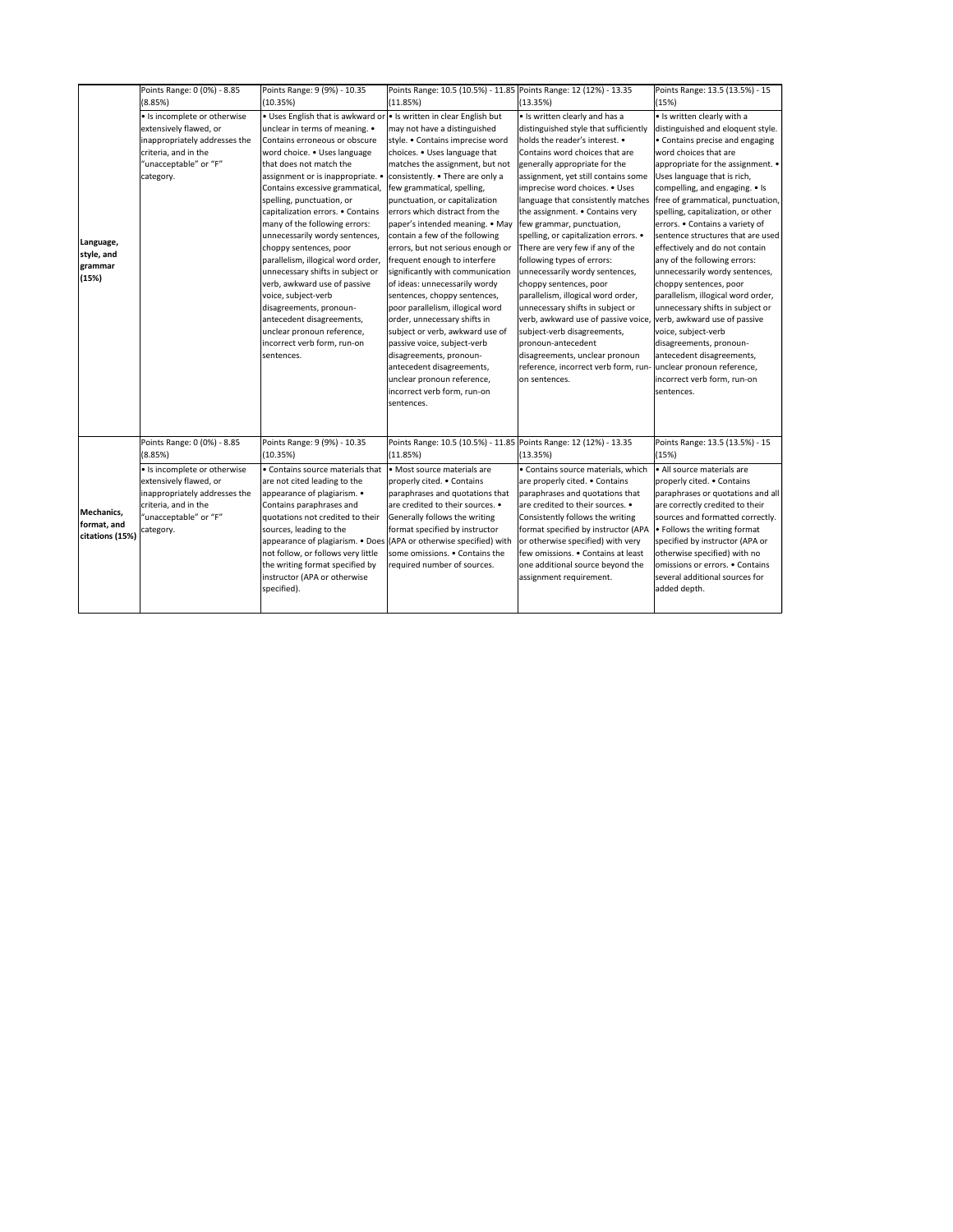| | | | | | |
|---|---|---|---|---|---|
| | Points Range: 0 (0%) - 8.85 (8.85%) | Points Range: 9 (9%) - 10.35 (10.35%) | Points Range: 10.5 (10.5%) - 11.85 (11.85%) | Points Range: 12 (12%) - 13.35 (13.35%) | Points Range: 13.5 (13.5%) - 15 (15%) |
| Language, style, and grammar (15%) | • Is incomplete or otherwise extensively flawed, or inappropriately addresses the criteria, and in the "unacceptable" or "F" category. | • Uses English that is awkward or unclear in terms of meaning. • Contains erroneous or obscure word choice. • Uses language that does not match the assignment or is inappropriate. • Contains excessive grammatical, spelling, punctuation, or capitalization errors. • Contains many of the following errors: unnecessarily wordy sentences, choppy sentences, poor parallelism, illogical word order, unnecessary shifts in subject or verb, awkward use of passive voice, subject-verb disagreements, pronoun-antecedent disagreements, unclear pronoun reference, incorrect verb form, run-on sentences. | • Is written in clear English but may not have a distinguished style. • Contains imprecise word choices. • Uses language that matches the assignment, but not consistently. • There are only a few grammatical, spelling, punctuation, or capitalization errors which distract from the paper's intended meaning. • May contain a few of the following errors, but not serious enough or frequent enough to interfere significantly with communication of ideas: unnecessarily wordy sentences, choppy sentences, poor parallelism, illogical word order, unnecessary shifts in subject or verb, awkward use of passive voice, subject-verb disagreements, pronoun-antecedent disagreements, unclear pronoun reference, incorrect verb form, run-on sentences. | • Is written clearly and has a distinguished style that sufficiently holds the reader's interest. • Contains word choices that are generally appropriate for the assignment, yet still contains some imprecise word choices. • Uses language that consistently matches the assignment. • Contains very few grammar, punctuation, spelling, or capitalization errors. • There are very few if any of the following types of errors: unnecessarily wordy sentences, choppy sentences, poor parallelism, illogical word order, unnecessary shifts in subject or verb, awkward use of passive voice, subject-verb disagreements, pronoun-antecedent disagreements, unclear pronoun reference, incorrect verb form, run-on sentences. | • Is written clearly with a distinguished and eloquent style. • Contains precise and engaging word choices that are appropriate for the assignment. • Uses language that is rich, compelling, and engaging. • Is free of grammatical, punctuation, spelling, capitalization, or other errors. • Contains a variety of sentence structures that are used effectively and do not contain any of the following errors: unnecessarily wordy sentences, choppy sentences, poor parallelism, illogical word order, unnecessary shifts in subject or verb, awkward use of passive voice, subject-verb disagreements, pronoun-antecedent disagreements, unclear pronoun reference, incorrect verb form, run-on sentences. |
| | Points Range: 0 (0%) - 8.85 (8.85%) | Points Range: 9 (9%) - 10.35 (10.35%) | Points Range: 10.5 (10.5%) - 11.85 (11.85%) | Points Range: 12 (12%) - 13.35 (13.35%) | Points Range: 13.5 (13.5%) - 15 (15%) |
| Mechanics, format, and citations (15%) | • Is incomplete or otherwise extensively flawed, or inappropriately addresses the criteria, and in the "unacceptable" or "F" category. | • Contains source materials that are not cited leading to the appearance of plagiarism. • Contains paraphrases and quotations not credited to their sources, leading to the appearance of plagiarism. • Does not follow, or follows very little the writing format specified by instructor (APA or otherwise specified). | • Most source materials are properly cited. • Contains paraphrases and quotations that are credited to their sources. • Generally follows the writing format specified by instructor (APA or otherwise specified) with some omissions. • Contains the required number of sources. | • Contains source materials, which are properly cited. • Contains paraphrases and quotations that are credited to their sources. • Consistently follows the writing format specified by instructor (APA or otherwise specified) with very few omissions. • Contains at least one additional source beyond the assignment requirement. | • All source materials are properly cited. • Contains paraphrases or quotations and all are correctly credited to their sources and formatted correctly. • Follows the writing format specified by instructor (APA or otherwise specified) with no omissions or errors. • Contains several additional sources for added depth. |